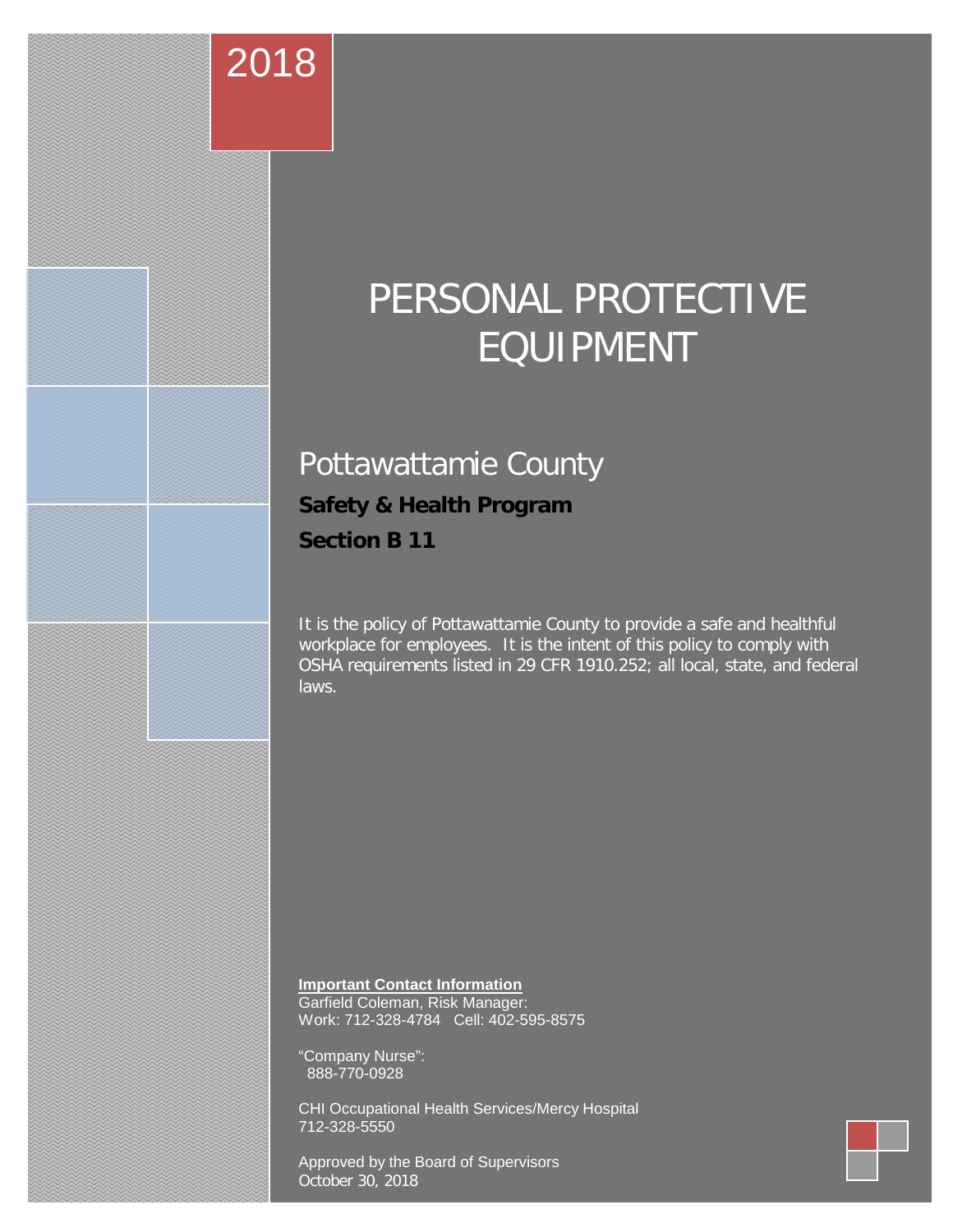2018

# PERSONAL PROTECTIVE EQUIPMENT

## Pottawattamie County

**Safety & Health Program**

**Section B 11**

It is the policy of Pottawattamie County to provide a safe and healthful workplace for employees. It is the intent of this policy to comply with OSHA requirements listed in 29 CFR 1910.252; all local, state, and federal laws.

**Important Contact Information**
Garfield Coleman, Risk Manager:
Work: 712-328-4784 Cell: 402-595-8575

"Company Nurse":
888-770-0928

CHI Occupational Health Services/Mercy Hospital
712-328-5550

Approved by the Board of Supervisors
October 30, 2018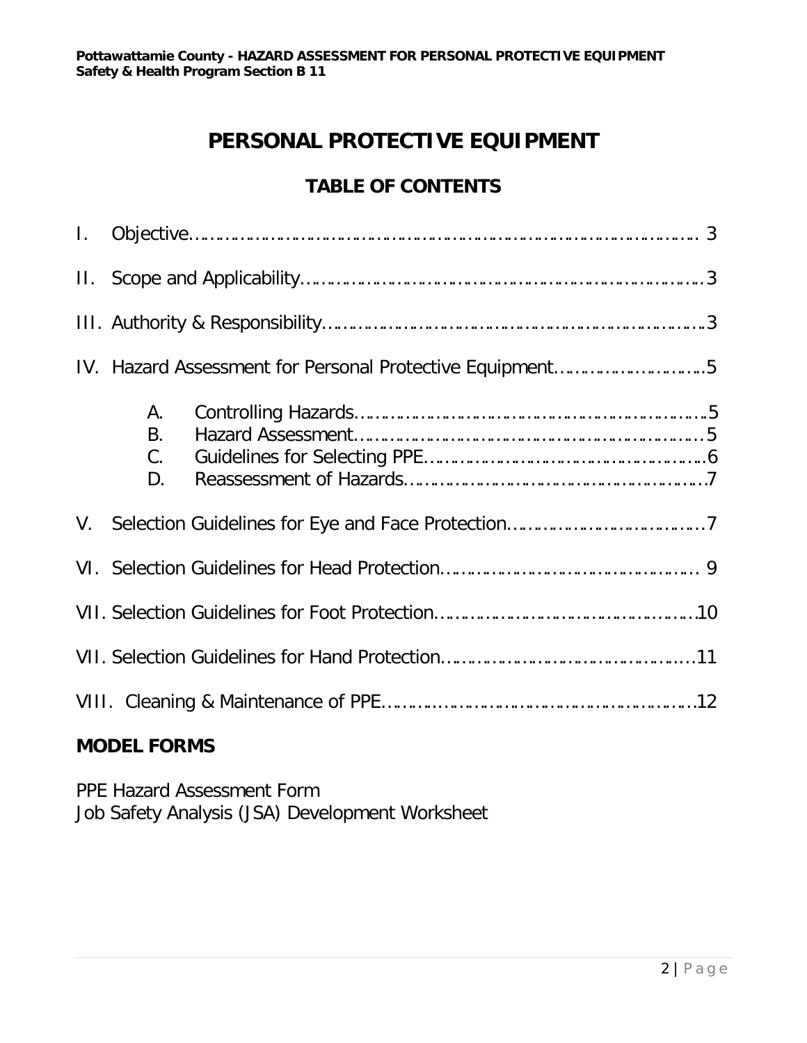# PERSONAL PROTECTIVE EQUIPMENT

## TABLE OF CONTENTS

I. Objective………………………………………………………………………………… 3

II. Scope and Applicability……………………………………………………………….3

III. Authority & Responsibility……………………………………………………………3

IV. Hazard Assessment for Personal Protective Equipment………………………5

- A. Controlling Hazards………………………………………………………………5
- B. Hazard Assessment………………………………………………………………5
- C. Guidelines for Selecting PPE……………………………………………………6
- D. Reassessment of Hazards………………………………………………………7

V. Selection Guidelines for Eye and Face Protection…………………………………7

VI. Selection Guidelines for Head Protection………………………………………… 9

VII. Selection Guidelines for Foot Protection…………………………………………10

VII. Selection Guidelines for Hand Protection…………………………………………11

VIII. Cleaning & Maintenance of PPE……………………………………………………12

## MODEL FORMS

PPE Hazard Assessment Form
Job Safety Analysis (JSA) Development Worksheet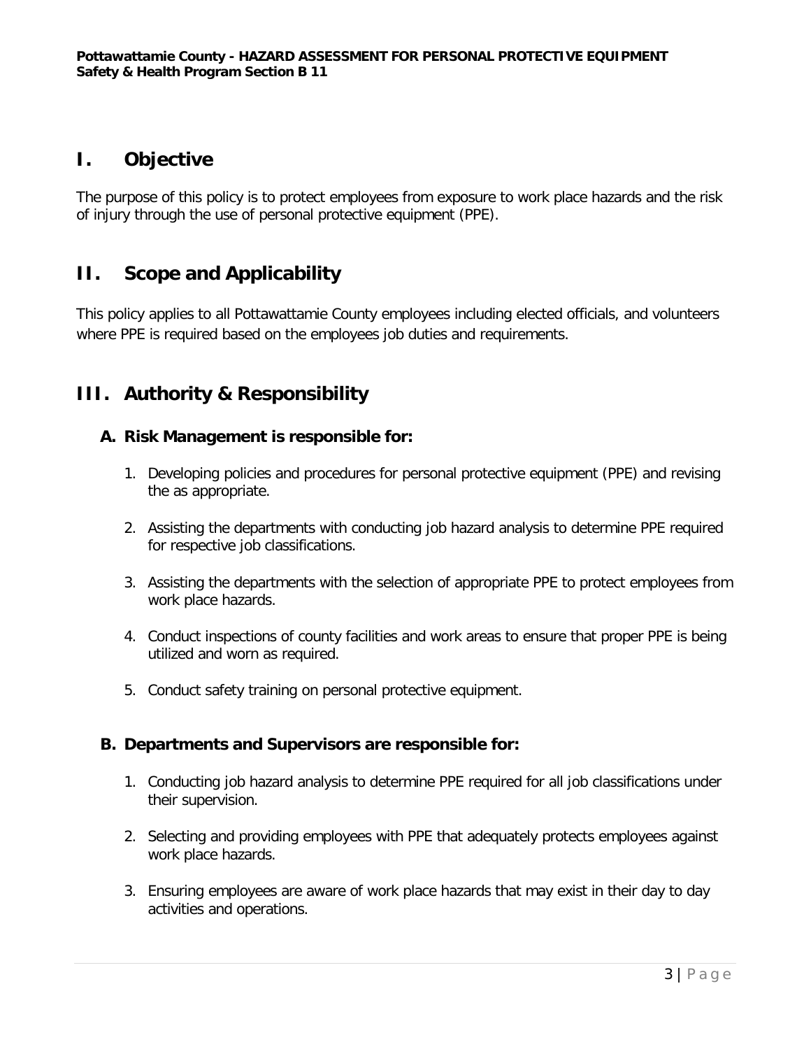# I. Objective

The purpose of this policy is to protect employees from exposure to work place hazards and the risk of injury through the use of personal protective equipment (PPE).

# II. Scope and Applicability

This policy applies to all Pottawattamie County employees including elected officials, and volunteers where PPE is required based on the employees job duties and requirements.

# III. Authority & Responsibility

## A. Risk Management is responsible for:

1. Developing policies and procedures for personal protective equipment (PPE) and revising the as appropriate.
2. Assisting the departments with conducting job hazard analysis to determine PPE required for respective job classifications.
3. Assisting the departments with the selection of appropriate PPE to protect employees from work place hazards.
4. Conduct inspections of county facilities and work areas to ensure that proper PPE is being utilized and worn as required.
5. Conduct safety training on personal protective equipment.

## B. Departments and Supervisors are responsible for:

1. Conducting job hazard analysis to determine PPE required for all job classifications under their supervision.
2. Selecting and providing employees with PPE that adequately protects employees against work place hazards.
3. Ensuring employees are aware of work place hazards that may exist in their day to day activities and operations.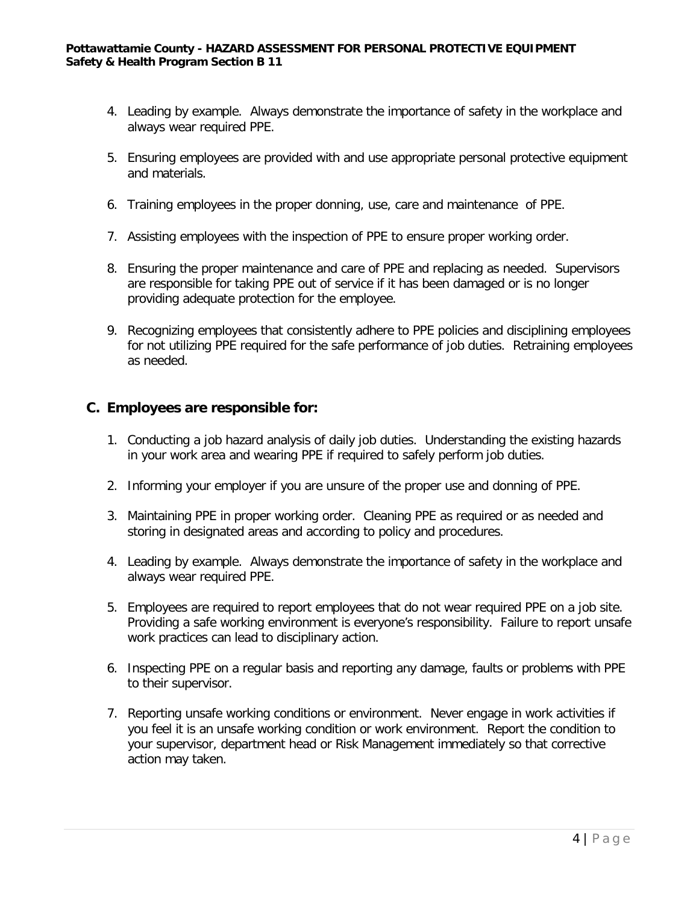4. Leading by example. Always demonstrate the importance of safety in the workplace and always wear required PPE.

5. Ensuring employees are provided with and use appropriate personal protective equipment and materials.

6. Training employees in the proper donning, use, care and maintenance of PPE.

7. Assisting employees with the inspection of PPE to ensure proper working order.

8. Ensuring the proper maintenance and care of PPE and replacing as needed. Supervisors are responsible for taking PPE out of service if it has been damaged or is no longer providing adequate protection for the employee.

9. Recognizing employees that consistently adhere to PPE policies and disciplining employees for not utilizing PPE required for the safe performance of job duties. Retraining employees as needed.

## C. Employees are responsible for:

1. Conducting a job hazard analysis of daily job duties. Understanding the existing hazards in your work area and wearing PPE if required to safely perform job duties.

2. Informing your employer if you are unsure of the proper use and donning of PPE.

3. Maintaining PPE in proper working order. Cleaning PPE as required or as needed and storing in designated areas and according to policy and procedures.

4. Leading by example. Always demonstrate the importance of safety in the workplace and always wear required PPE.

5. Employees are required to report employees that do not wear required PPE on a job site. Providing a safe working environment is everyone's responsibility. Failure to report unsafe work practices can lead to disciplinary action.

6. Inspecting PPE on a regular basis and reporting any damage, faults or problems with PPE to their supervisor.

7. Reporting unsafe working conditions or environment. Never engage in work activities if you feel it is an unsafe working condition or work environment. Report the condition to your supervisor, department head or Risk Management immediately so that corrective action may taken.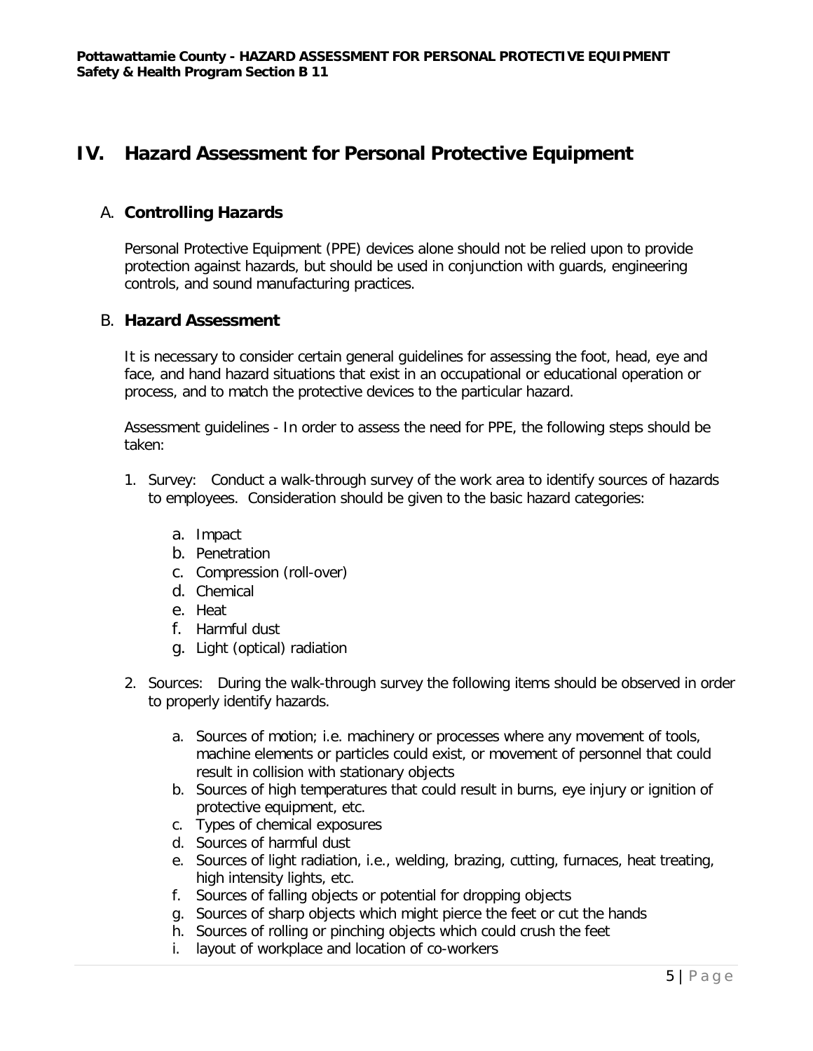# IV. Hazard Assessment for Personal Protective Equipment

## A. Controlling Hazards

Personal Protective Equipment (PPE) devices alone should not be relied upon to provide protection against hazards, but should be used in conjunction with guards, engineering controls, and sound manufacturing practices.

## B. Hazard Assessment

It is necessary to consider certain general guidelines for assessing the foot, head, eye and face, and hand hazard situations that exist in an occupational or educational operation or process, and to match the protective devices to the particular hazard.

Assessment guidelines - In order to assess the need for PPE, the following steps should be taken:

1. Survey: Conduct a walk-through survey of the work area to identify sources of hazards to employees. Consideration should be given to the basic hazard categories:
   a. Impact
   b. Penetration
   c. Compression (roll-over)
   d. Chemical
   e. Heat
   f. Harmful dust
   g. Light (optical) radiation

2. Sources: During the walk-through survey the following items should be observed in order to properly identify hazards.
   a. Sources of motion; i.e. machinery or processes where any movement of tools, machine elements or particles could exist, or movement of personnel that could result in collision with stationary objects
   b. Sources of high temperatures that could result in burns, eye injury or ignition of protective equipment, etc.
   c. Types of chemical exposures
   d. Sources of harmful dust
   e. Sources of light radiation, i.e., welding, brazing, cutting, furnaces, heat treating, high intensity lights, etc.
   f. Sources of falling objects or potential for dropping objects
   g. Sources of sharp objects which might pierce the feet or cut the hands
   h. Sources of rolling or pinching objects which could crush the feet
   i. layout of workplace and location of co-workers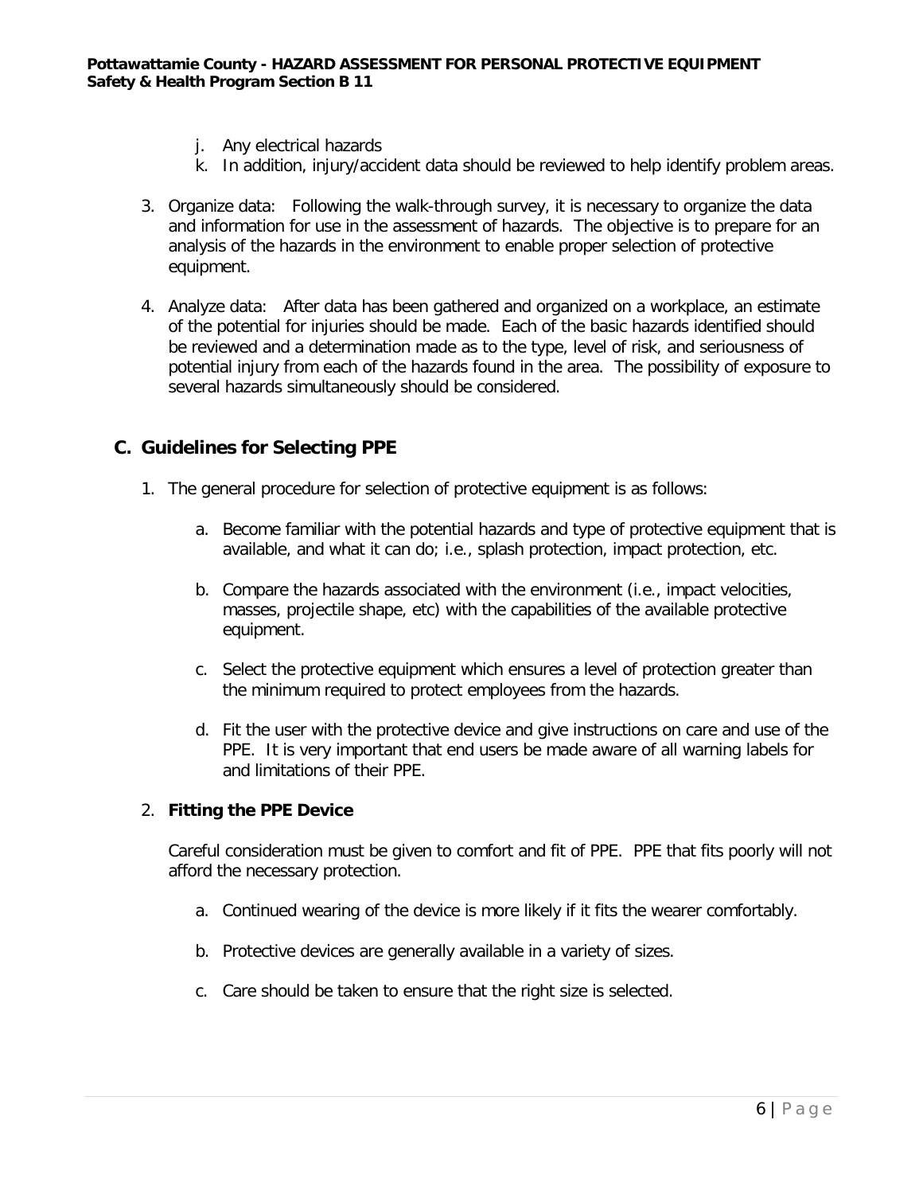j. Any electrical hazards
k. In addition, injury/accident data should be reviewed to help identify problem areas.

3. Organize data: Following the walk-through survey, it is necessary to organize the data and information for use in the assessment of hazards. The objective is to prepare for an analysis of the hazards in the environment to enable proper selection of protective equipment.

4. Analyze data: After data has been gathered and organized on a workplace, an estimate of the potential for injuries should be made. Each of the basic hazards identified should be reviewed and a determination made as to the type, level of risk, and seriousness of potential injury from each of the hazards found in the area. The possibility of exposure to several hazards simultaneously should be considered.

## C. Guidelines for Selecting PPE

1. The general procedure for selection of protective equipment is as follows:

   a. Become familiar with the potential hazards and type of protective equipment that is available, and what it can do; i.e., splash protection, impact protection, etc.

   b. Compare the hazards associated with the environment (i.e., impact velocities, masses, projectile shape, etc) with the capabilities of the available protective equipment.

   c. Select the protective equipment which ensures a level of protection greater than the minimum required to protect employees from the hazards.

   d. Fit the user with the protective device and give instructions on care and use of the PPE. It is very important that end users be made aware of all warning labels for and limitations of their PPE.

2. **Fitting the PPE Device**

   Careful consideration must be given to comfort and fit of PPE. PPE that fits poorly will not afford the necessary protection.

   a. Continued wearing of the device is more likely if it fits the wearer comfortably.

   b. Protective devices are generally available in a variety of sizes.

   c. Care should be taken to ensure that the right size is selected.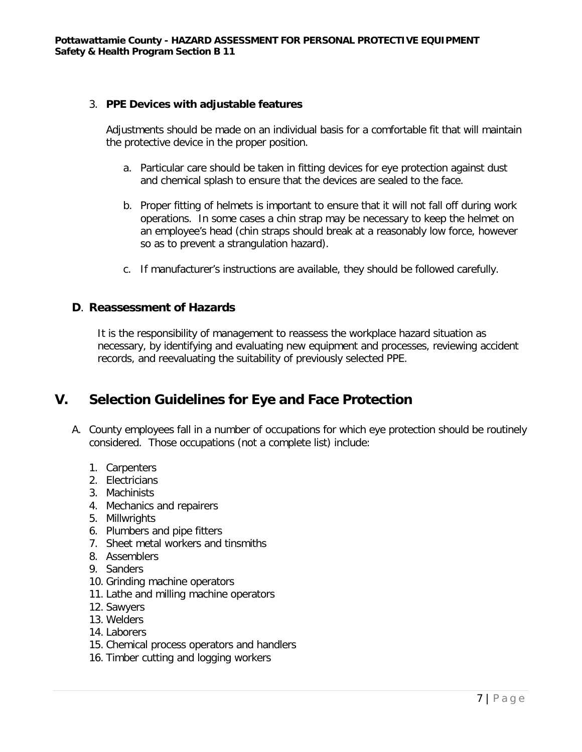3. **PPE Devices with adjustable features**

   Adjustments should be made on an individual basis for a comfortable fit that will maintain the protective device in the proper position.

   a. Particular care should be taken in fitting devices for eye protection against dust and chemical splash to ensure that the devices are sealed to the face.

   b. Proper fitting of helmets is important to ensure that it will not fall off during work operations. In some cases a chin strap may be necessary to keep the helmet on an employee's head (chin straps should break at a reasonably low force, however so as to prevent a strangulation hazard).

   c. If manufacturer's instructions are available, they should be followed carefully.

### D. Reassessment of Hazards

It is the responsibility of management to reassess the workplace hazard situation as necessary, by identifying and evaluating new equipment and processes, reviewing accident records, and reevaluating the suitability of previously selected PPE.

## V. Selection Guidelines for Eye and Face Protection

A. County employees fall in a number of occupations for which eye protection should be routinely considered. Those occupations (not a complete list) include:

1. Carpenters
2. Electricians
3. Machinists
4. Mechanics and repairers
5. Millwrights
6. Plumbers and pipe fitters
7. Sheet metal workers and tinsmiths
8. Assemblers
9. Sanders
10. Grinding machine operators
11. Lathe and milling machine operators
12. Sawyers
13. Welders
14. Laborers
15. Chemical process operators and handlers
16. Timber cutting and logging workers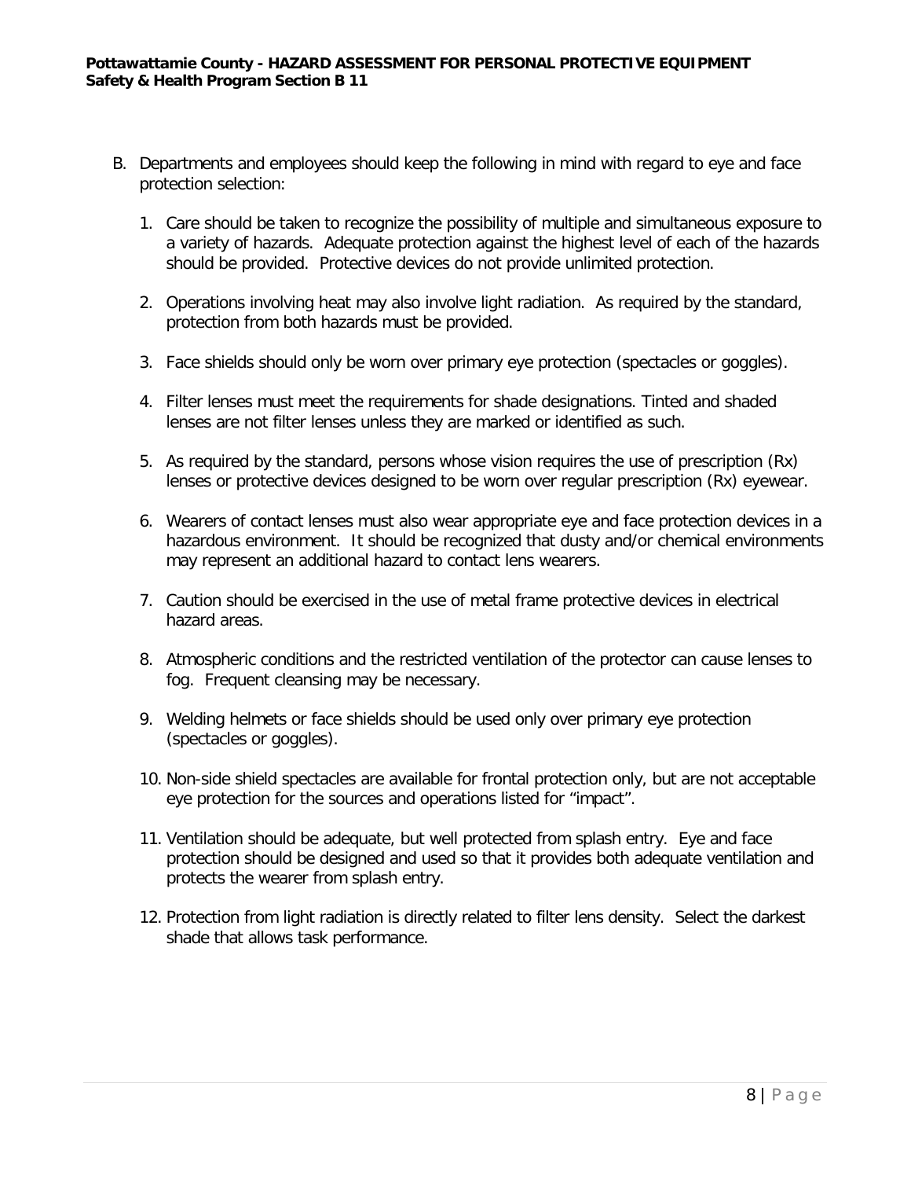B. Departments and employees should keep the following in mind with regard to eye and face protection selection:

   1. Care should be taken to recognize the possibility of multiple and simultaneous exposure to a variety of hazards. Adequate protection against the highest level of each of the hazards should be provided. Protective devices do not provide unlimited protection.

   2. Operations involving heat may also involve light radiation. As required by the standard, protection from both hazards must be provided.

   3. Face shields should only be worn over primary eye protection (spectacles or goggles).

   4. Filter lenses must meet the requirements for shade designations. Tinted and shaded lenses are not filter lenses unless they are marked or identified as such.

   5. As required by the standard, persons whose vision requires the use of prescription (Rx) lenses or protective devices designed to be worn over regular prescription (Rx) eyewear.

   6. Wearers of contact lenses must also wear appropriate eye and face protection devices in a hazardous environment. It should be recognized that dusty and/or chemical environments may represent an additional hazard to contact lens wearers.

   7. Caution should be exercised in the use of metal frame protective devices in electrical hazard areas.

   8. Atmospheric conditions and the restricted ventilation of the protector can cause lenses to fog. Frequent cleansing may be necessary.

   9. Welding helmets or face shields should be used only over primary eye protection (spectacles or goggles).

   10. Non-side shield spectacles are available for frontal protection only, but are not acceptable eye protection for the sources and operations listed for "impact".

   11. Ventilation should be adequate, but well protected from splash entry. Eye and face protection should be designed and used so that it provides both adequate ventilation and protects the wearer from splash entry.

   12. Protection from light radiation is directly related to filter lens density. Select the darkest shade that allows task performance.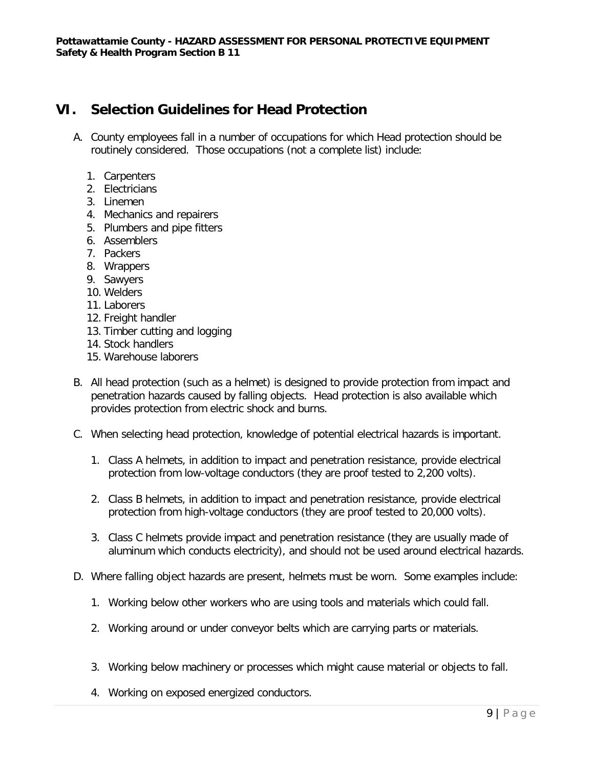## VI. Selection Guidelines for Head Protection

A. County employees fall in a number of occupations for which Head protection should be routinely considered. Those occupations (not a complete list) include:

1. Carpenters
2. Electricians
3. Linemen
4. Mechanics and repairers
5. Plumbers and pipe fitters
6. Assemblers
7. Packers
8. Wrappers
9. Sawyers
10. Welders
11. Laborers
12. Freight handler
13. Timber cutting and logging
14. Stock handlers
15. Warehouse laborers

B. All head protection (such as a helmet) is designed to provide protection from impact and penetration hazards caused by falling objects. Head protection is also available which provides protection from electric shock and burns.

C. When selecting head protection, knowledge of potential electrical hazards is important.

1. Class A helmets, in addition to impact and penetration resistance, provide electrical protection from low-voltage conductors (they are proof tested to 2,200 volts).

2. Class B helmets, in addition to impact and penetration resistance, provide electrical protection from high-voltage conductors (they are proof tested to 20,000 volts).

3. Class C helmets provide impact and penetration resistance (they are usually made of aluminum which conducts electricity), and should not be used around electrical hazards.

D. Where falling object hazards are present, helmets must be worn. Some examples include:

1. Working below other workers who are using tools and materials which could fall.

2. Working around or under conveyor belts which are carrying parts or materials.

3. Working below machinery or processes which might cause material or objects to fall.

4. Working on exposed energized conductors.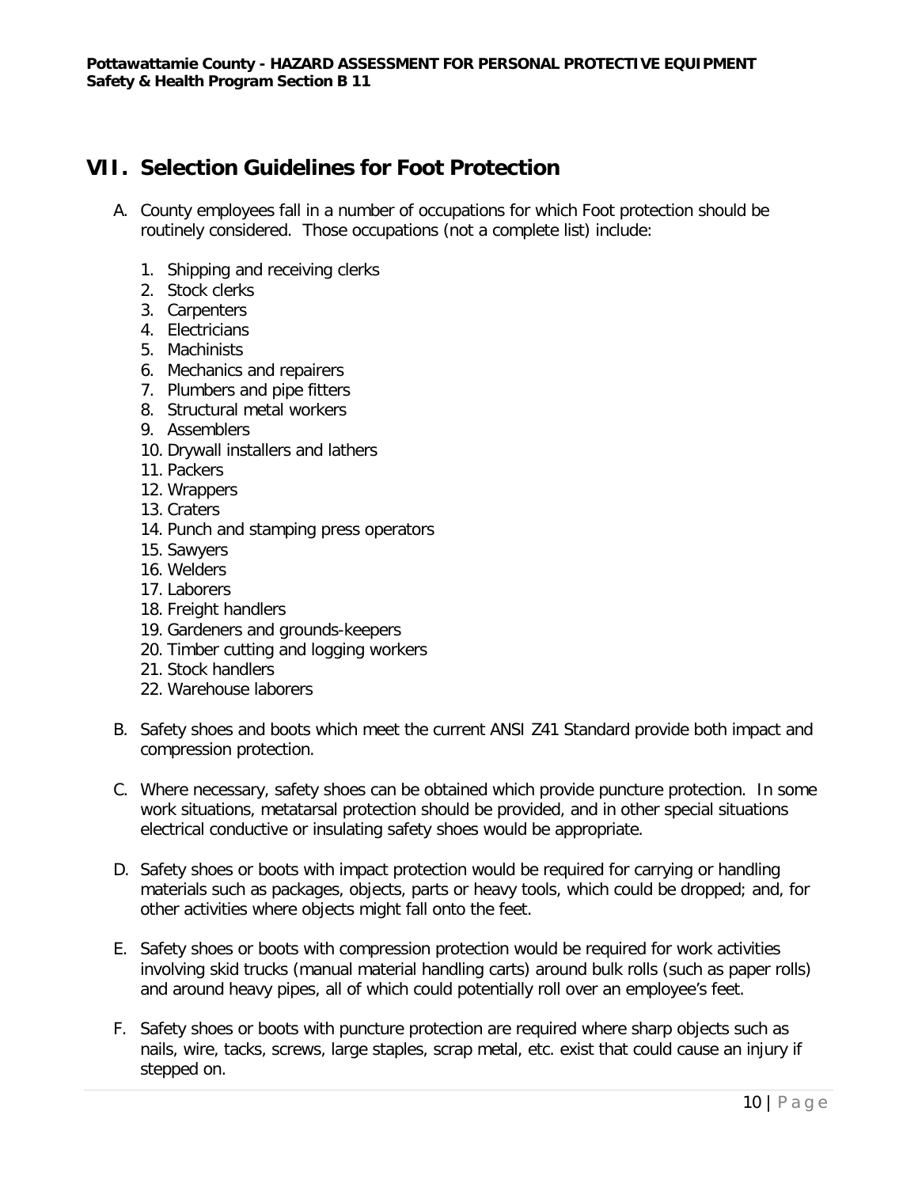## VII. Selection Guidelines for Foot Protection

A. County employees fall in a number of occupations for which Foot protection should be routinely considered. Those occupations (not a complete list) include:

1. Shipping and receiving clerks
2. Stock clerks
3. Carpenters
4. Electricians
5. Machinists
6. Mechanics and repairers
7. Plumbers and pipe fitters
8. Structural metal workers
9. Assemblers
10. Drywall installers and lathers
11. Packers
12. Wrappers
13. Craters
14. Punch and stamping press operators
15. Sawyers
16. Welders
17. Laborers
18. Freight handlers
19. Gardeners and grounds-keepers
20. Timber cutting and logging workers
21. Stock handlers
22. Warehouse laborers

B. Safety shoes and boots which meet the current ANSI Z41 Standard provide both impact and compression protection.

C. Where necessary, safety shoes can be obtained which provide puncture protection. In some work situations, metatarsal protection should be provided, and in other special situations electrical conductive or insulating safety shoes would be appropriate.

D. Safety shoes or boots with impact protection would be required for carrying or handling materials such as packages, objects, parts or heavy tools, which could be dropped; and, for other activities where objects might fall onto the feet.

E. Safety shoes or boots with compression protection would be required for work activities involving skid trucks (manual material handling carts) around bulk rolls (such as paper rolls) and around heavy pipes, all of which could potentially roll over an employee's feet.

F. Safety shoes or boots with puncture protection are required where sharp objects such as nails, wire, tacks, screws, large staples, scrap metal, etc. exist that could cause an injury if stepped on.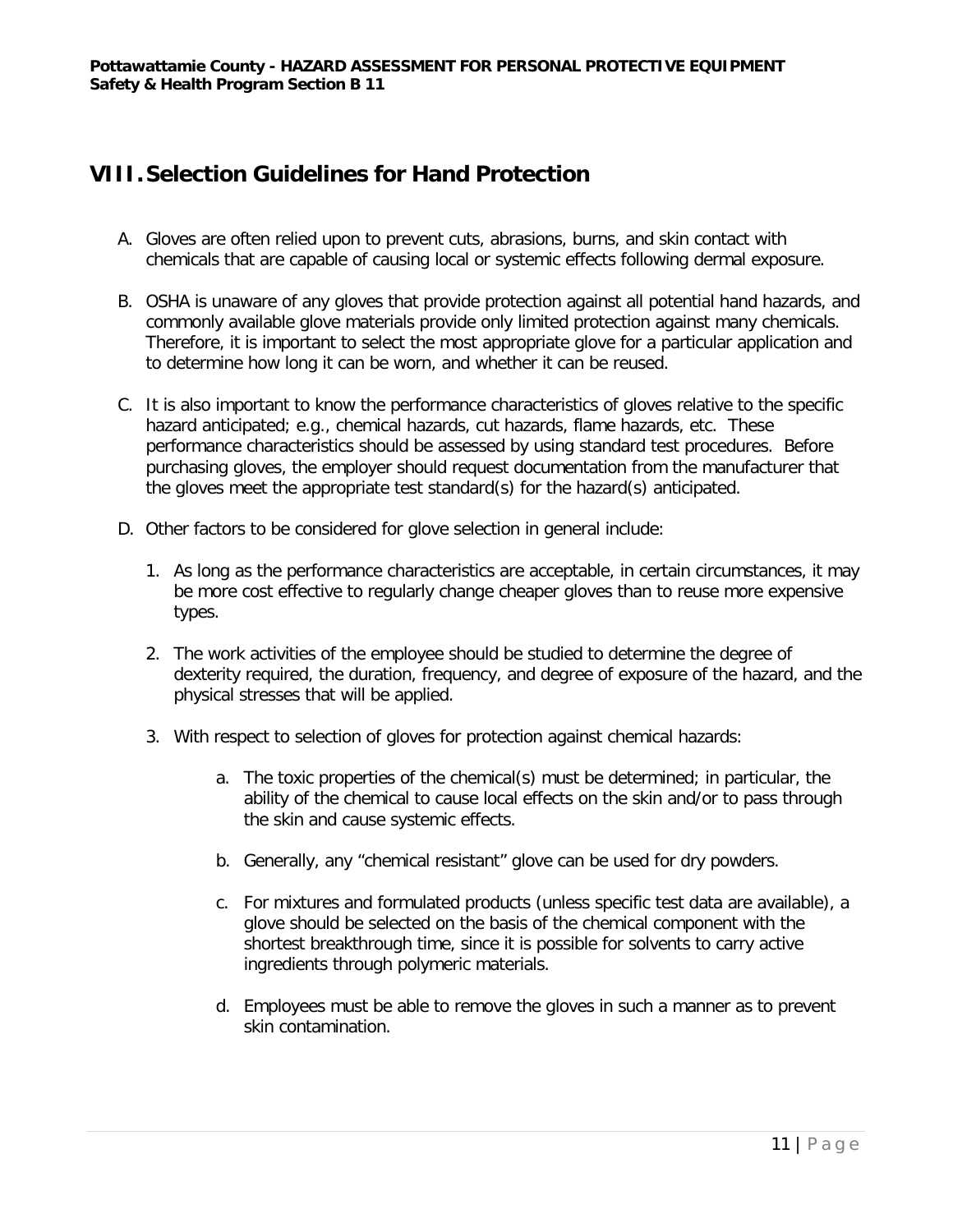## VIII. Selection Guidelines for Hand Protection

A. Gloves are often relied upon to prevent cuts, abrasions, burns, and skin contact with chemicals that are capable of causing local or systemic effects following dermal exposure.

B. OSHA is unaware of any gloves that provide protection against all potential hand hazards, and commonly available glove materials provide only limited protection against many chemicals. Therefore, it is important to select the most appropriate glove for a particular application and to determine how long it can be worn, and whether it can be reused.

C. It is also important to know the performance characteristics of gloves relative to the specific hazard anticipated; e.g., chemical hazards, cut hazards, flame hazards, etc. These performance characteristics should be assessed by using standard test procedures. Before purchasing gloves, the employer should request documentation from the manufacturer that the gloves meet the appropriate test standard(s) for the hazard(s) anticipated.

D. Other factors to be considered for glove selection in general include:

1. As long as the performance characteristics are acceptable, in certain circumstances, it may be more cost effective to regularly change cheaper gloves than to reuse more expensive types.

2. The work activities of the employee should be studied to determine the degree of dexterity required, the duration, frequency, and degree of exposure of the hazard, and the physical stresses that will be applied.

3. With respect to selection of gloves for protection against chemical hazards:

    a. The toxic properties of the chemical(s) must be determined; in particular, the ability of the chemical to cause local effects on the skin and/or to pass through the skin and cause systemic effects.

    b. Generally, any "chemical resistant" glove can be used for dry powders.

    c. For mixtures and formulated products (unless specific test data are available), a glove should be selected on the basis of the chemical component with the shortest breakthrough time, since it is possible for solvents to carry active ingredients through polymeric materials.

    d. Employees must be able to remove the gloves in such a manner as to prevent skin contamination.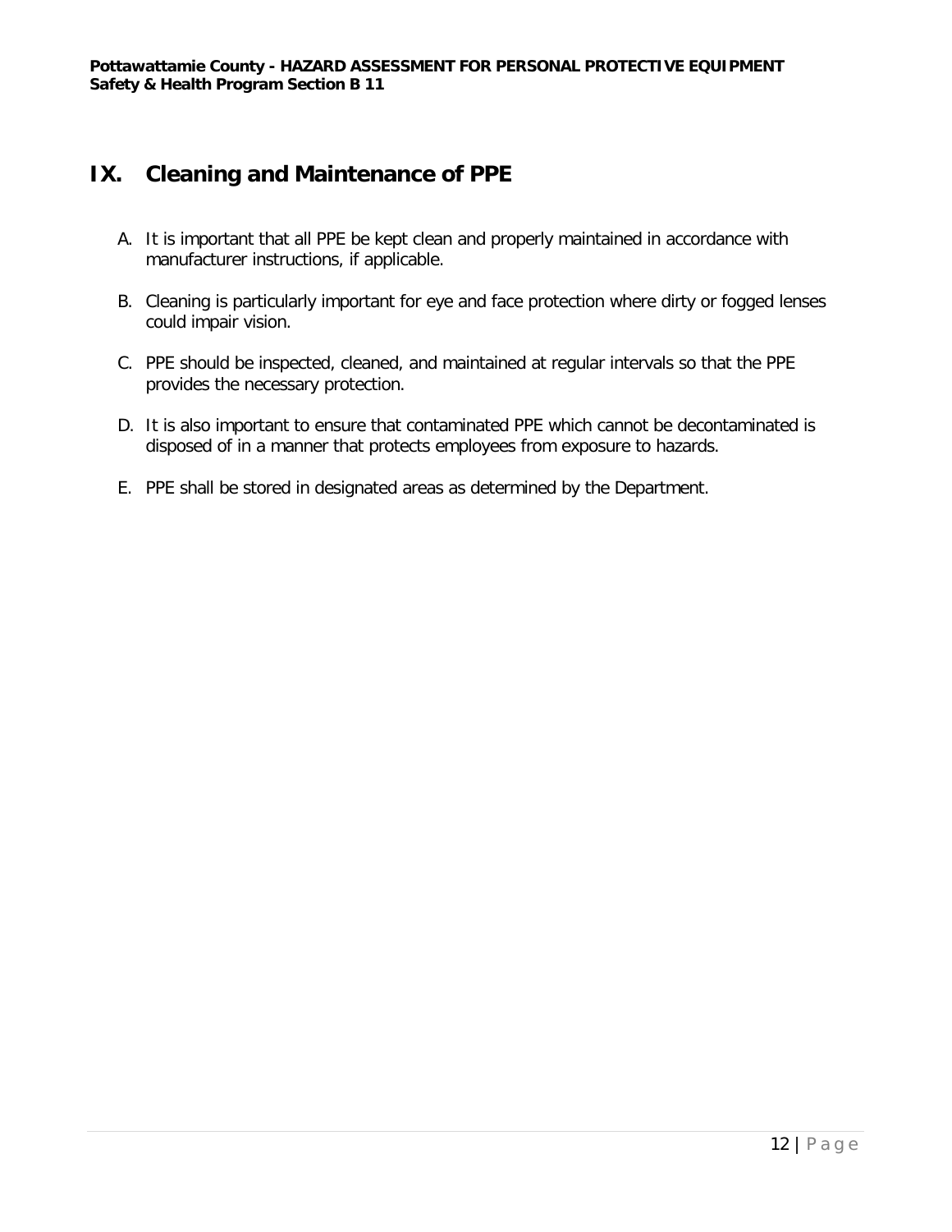## IX. Cleaning and Maintenance of PPE

A. It is important that all PPE be kept clean and properly maintained in accordance with manufacturer instructions, if applicable.

B. Cleaning is particularly important for eye and face protection where dirty or fogged lenses could impair vision.

C. PPE should be inspected, cleaned, and maintained at regular intervals so that the PPE provides the necessary protection.

D. It is also important to ensure that contaminated PPE which cannot be decontaminated is disposed of in a manner that protects employees from exposure to hazards.

E. PPE shall be stored in designated areas as determined by the Department.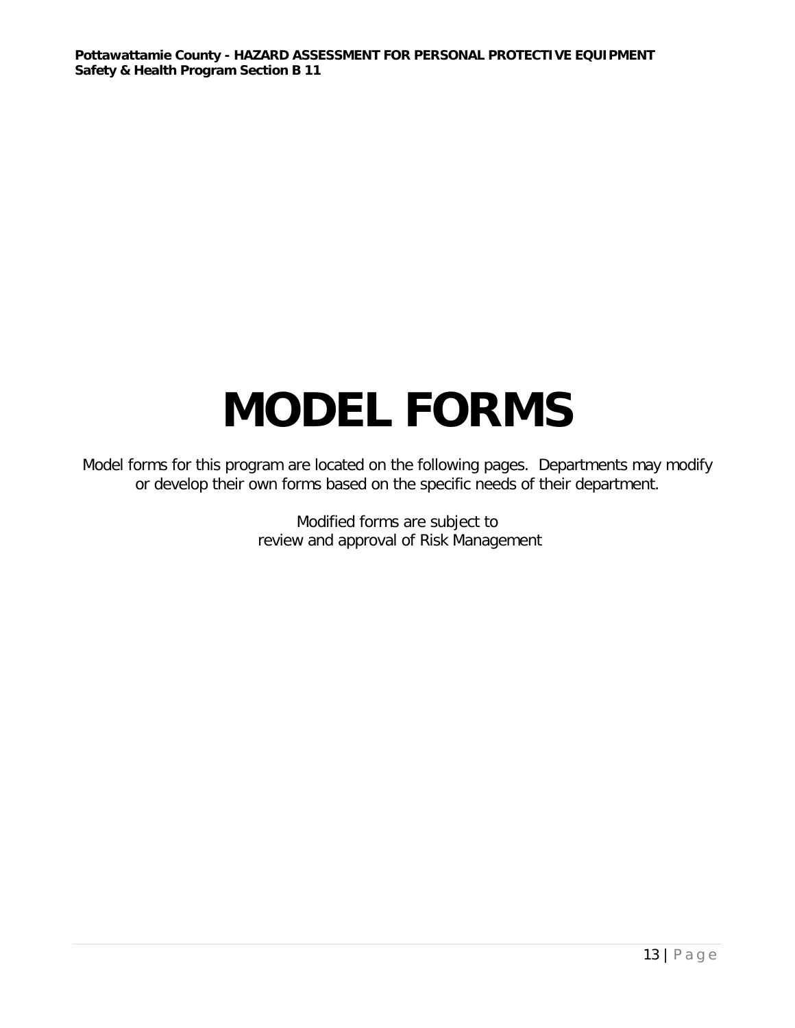# MODEL FORMS

Model forms for this program are located on the following pages. Departments may modify or develop their own forms based on the specific needs of their department.

Modified forms are subject to review and approval of Risk Management